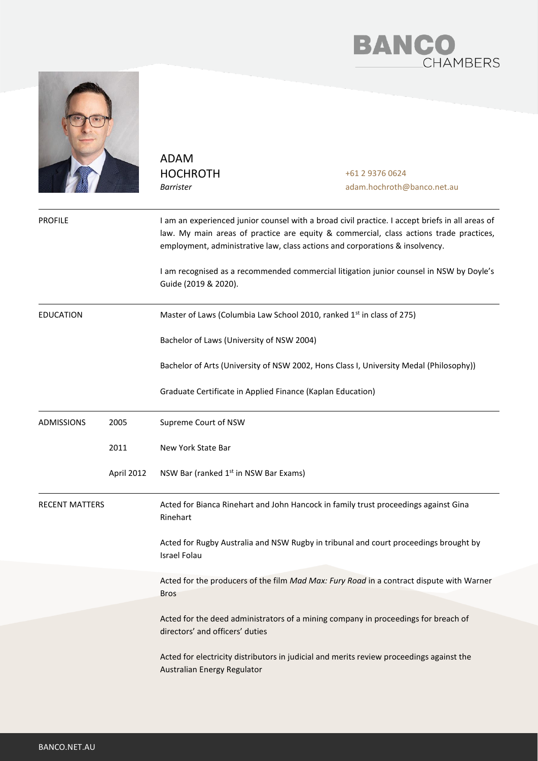BANCO CHAMBERS

# ADAM HOCHROTH

*Barrister*

+61 2 9376 0624
adam.hochroth@banco.net.au

## PROFILE

I am an experienced junior counsel with a broad civil practice. I accept briefs in all areas of law. My main areas of practice are equity & commercial, class actions trade practices, employment, administrative law, class actions and corporations & insolvency.

I am recognised as a recommended commercial litigation junior counsel in NSW by Doyle's Guide (2019 & 2020).

## EDUCATION

Master of Laws (Columbia Law School 2010, ranked 1st in class of 275)

Bachelor of Laws (University of NSW 2004)

Bachelor of Arts (University of NSW 2002, Hons Class I, University Medal (Philosophy))

Graduate Certificate in Applied Finance (Kaplan Education)

## ADMISSIONS

| | |
|---|---|
| 2005 | Supreme Court of NSW |
| 2011 | New York State Bar |
| April 2012 | NSW Bar (ranked 1st in NSW Bar Exams) |

## RECENT MATTERS

Acted for Bianca Rinehart and John Hancock in family trust proceedings against Gina Rinehart

Acted for Rugby Australia and NSW Rugby in tribunal and court proceedings brought by Israel Folau

Acted for the producers of the film *Mad Max: Fury Road* in a contract dispute with Warner Bros

Acted for the deed administrators of a mining company in proceedings for breach of directors' and officers' duties

Acted for electricity distributors in judicial and merits review proceedings against the Australian Energy Regulator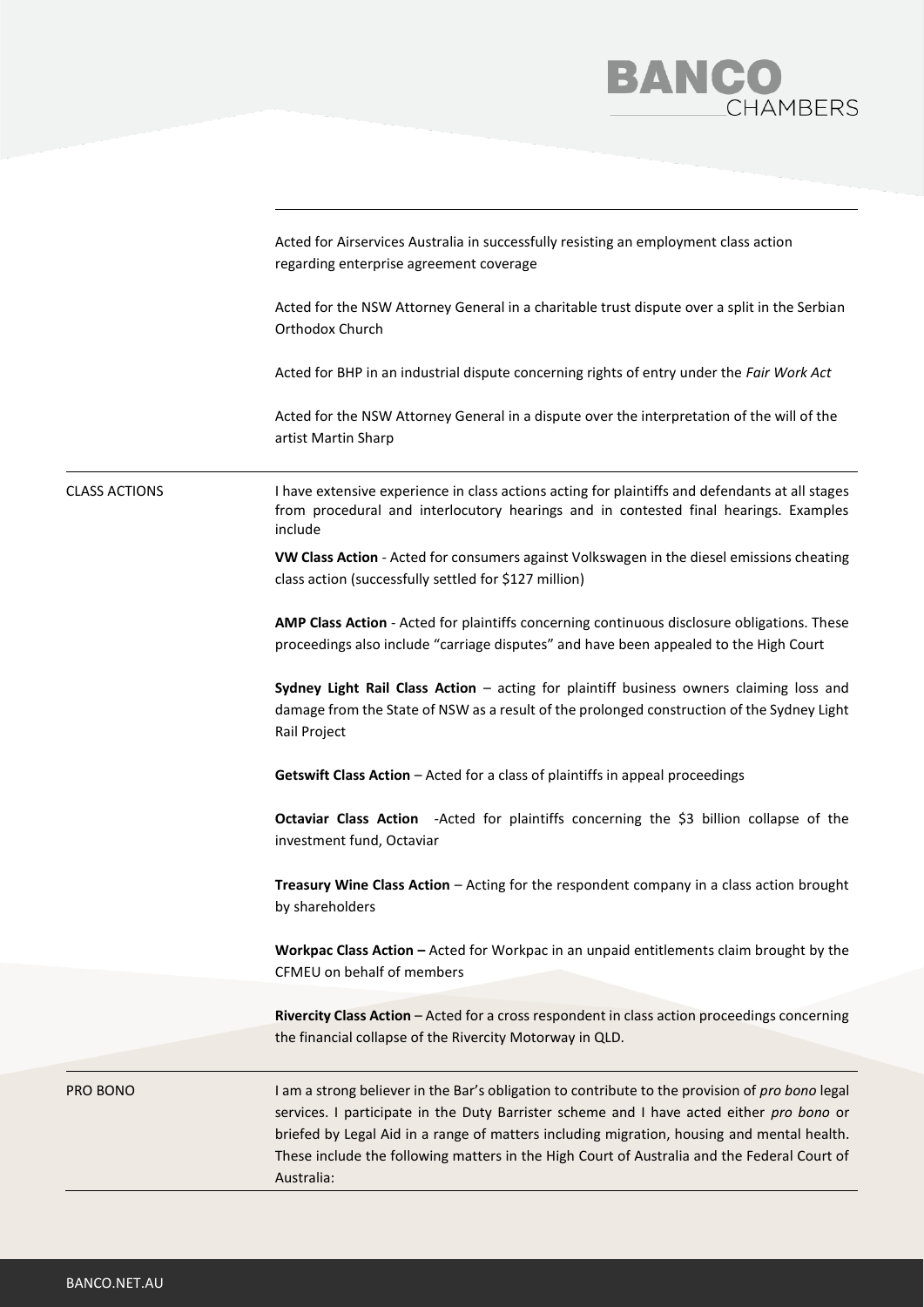Acted for Airservices Australia in successfully resisting an employment class action regarding enterprise agreement coverage

Acted for the NSW Attorney General in a charitable trust dispute over a split in the Serbian Orthodox Church

Acted for BHP in an industrial dispute concerning rights of entry under the *Fair Work Act*

Acted for the NSW Attorney General in a dispute over the interpretation of the will of the artist Martin Sharp

## CLASS ACTIONS

I have extensive experience in class actions acting for plaintiffs and defendants at all stages from procedural and interlocutory hearings and in contested final hearings. Examples include

**VW Class Action** - Acted for consumers against Volkswagen in the diesel emissions cheating class action (successfully settled for $127 million)

**AMP Class Action** - Acted for plaintiffs concerning continuous disclosure obligations. These proceedings also include "carriage disputes" and have been appealed to the High Court

**Sydney Light Rail Class Action** – acting for plaintiff business owners claiming loss and damage from the State of NSW as a result of the prolonged construction of the Sydney Light Rail Project

**Getswift Class Action** – Acted for a class of plaintiffs in appeal proceedings

**Octaviar Class Action** -Acted for plaintiffs concerning the $3 billion collapse of the investment fund, Octaviar

**Treasury Wine Class Action** – Acting for the respondent company in a class action brought by shareholders

**Workpac Class Action –** Acted for Workpac in an unpaid entitlements claim brought by the CFMEU on behalf of members

**Rivercity Class Action** – Acted for a cross respondent in class action proceedings concerning the financial collapse of the Rivercity Motorway in QLD.

## PRO BONO

I am a strong believer in the Bar's obligation to contribute to the provision of *pro bono* legal services. I participate in the Duty Barrister scheme and I have acted either *pro bono* or briefed by Legal Aid in a range of matters including migration, housing and mental health. These include the following matters in the High Court of Australia and the Federal Court of Australia: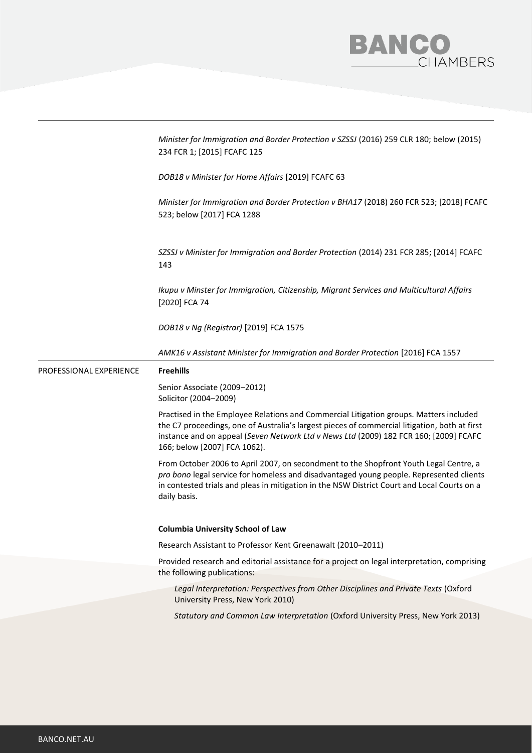*Minister for Immigration and Border Protection v SZSSJ* (2016) 259 CLR 180; below (2015) 234 FCR 1; [2015] FCAFC 125

*DOB18 v Minister for Home Affairs* [2019] FCAFC 63

*Minister for Immigration and Border Protection v BHA17* (2018) 260 FCR 523; [2018] FCAFC 523; below [2017] FCA 1288

*SZSSJ v Minister for Immigration and Border Protection* (2014) 231 FCR 285; [2014] FCAFC 143

*Ikupu v Minster for Immigration, Citizenship, Migrant Services and Multicultural Affairs* [2020] FCA 74

*DOB18 v Ng (Registrar)* [2019] FCA 1575

*AMK16 v Assistant Minister for Immigration and Border Protection* [2016] FCA 1557

## PROFESSIONAL EXPERIENCE

**Freehills**

Senior Associate (2009–2012)
Solicitor (2004–2009)

Practised in the Employee Relations and Commercial Litigation groups. Matters included the C7 proceedings, one of Australia's largest pieces of commercial litigation, both at first instance and on appeal (*Seven Network Ltd v News Ltd* (2009) 182 FCR 160; [2009] FCAFC 166; below [2007] FCA 1062).

From October 2006 to April 2007, on secondment to the Shopfront Youth Legal Centre, a *pro bono* legal service for homeless and disadvantaged young people. Represented clients in contested trials and pleas in mitigation in the NSW District Court and Local Courts on a daily basis.

**Columbia University School of Law**

Research Assistant to Professor Kent Greenawalt (2010–2011)

Provided research and editorial assistance for a project on legal interpretation, comprising the following publications:

*Legal Interpretation: Perspectives from Other Disciplines and Private Texts* (Oxford University Press, New York 2010)

*Statutory and Common Law Interpretation* (Oxford University Press, New York 2013)